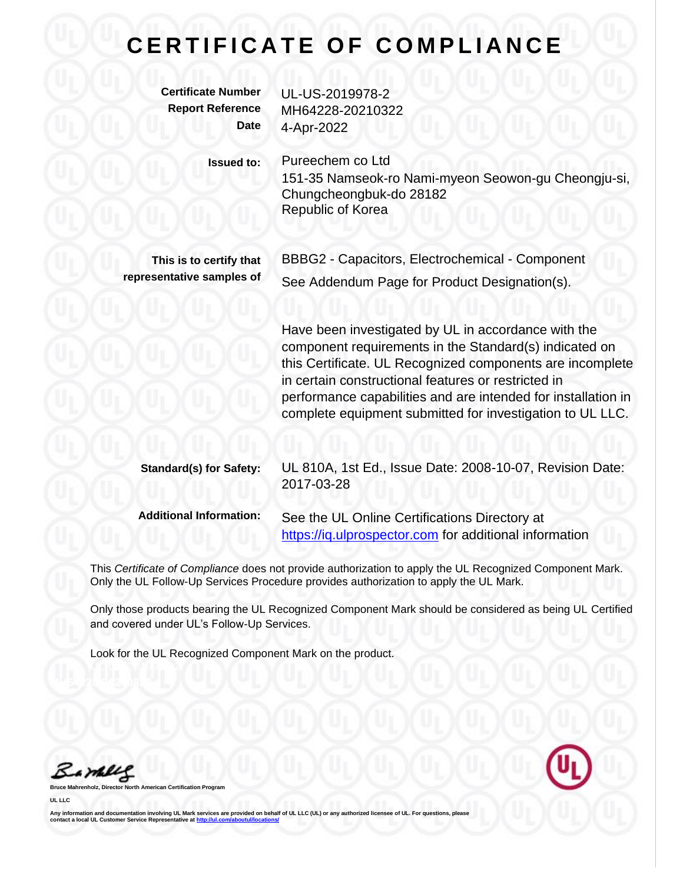# CERTIFICATE OF COMPLIANCE

| | |
|---|---|
| **Certificate Number** | UL-US-2019978-2 |
| **Report Reference** | MH64228-20210322 |
| **Date** | 4-Apr-2022 |

**Issued to:** Pureechem co Ltd
151-35 Namseok-ro Nami-myeon Seowon-gu Cheongju-si, Chungcheongbuk-do 28182
Republic of Korea

**This is to certify that representative samples of** BBBG2 - Capacitors, Electrochemical - Component
See Addendum Page for Product Designation(s).

Have been investigated by UL in accordance with the component requirements in the Standard(s) indicated on this Certificate. UL Recognized components are incomplete in certain constructional features or restricted in performance capabilities and are intended for installation in complete equipment submitted for investigation to UL LLC.

**Standard(s) for Safety:** UL 810A, 1st Ed., Issue Date: 2008-10-07, Revision Date: 2017-03-28

**Additional Information:** See the UL Online Certifications Directory at [https://iq.ulprospector.com](https://iq.ulprospector.com) for additional information

This *Certificate of Compliance* does not provide authorization to apply the UL Recognized Component Mark. Only the UL Follow-Up Services Procedure provides authorization to apply the UL Mark.

Only those products bearing the UL Recognized Component Mark should be considered as being UL Certified and covered under UL's Follow-Up Services.

Look for the UL Recognized Component Mark on the product.

**Bruce Mahrenholz, Director North American Certification Program**

**UL LLC**

**Any information and documentation involving UL Mark services are provided on behalf of UL LLC (UL) or any authorized licensee of UL. For questions, please contact a local UL Customer Service Representative at [http://ul.com/aboutul/locations/](http://ul.com/aboutul/locations/)**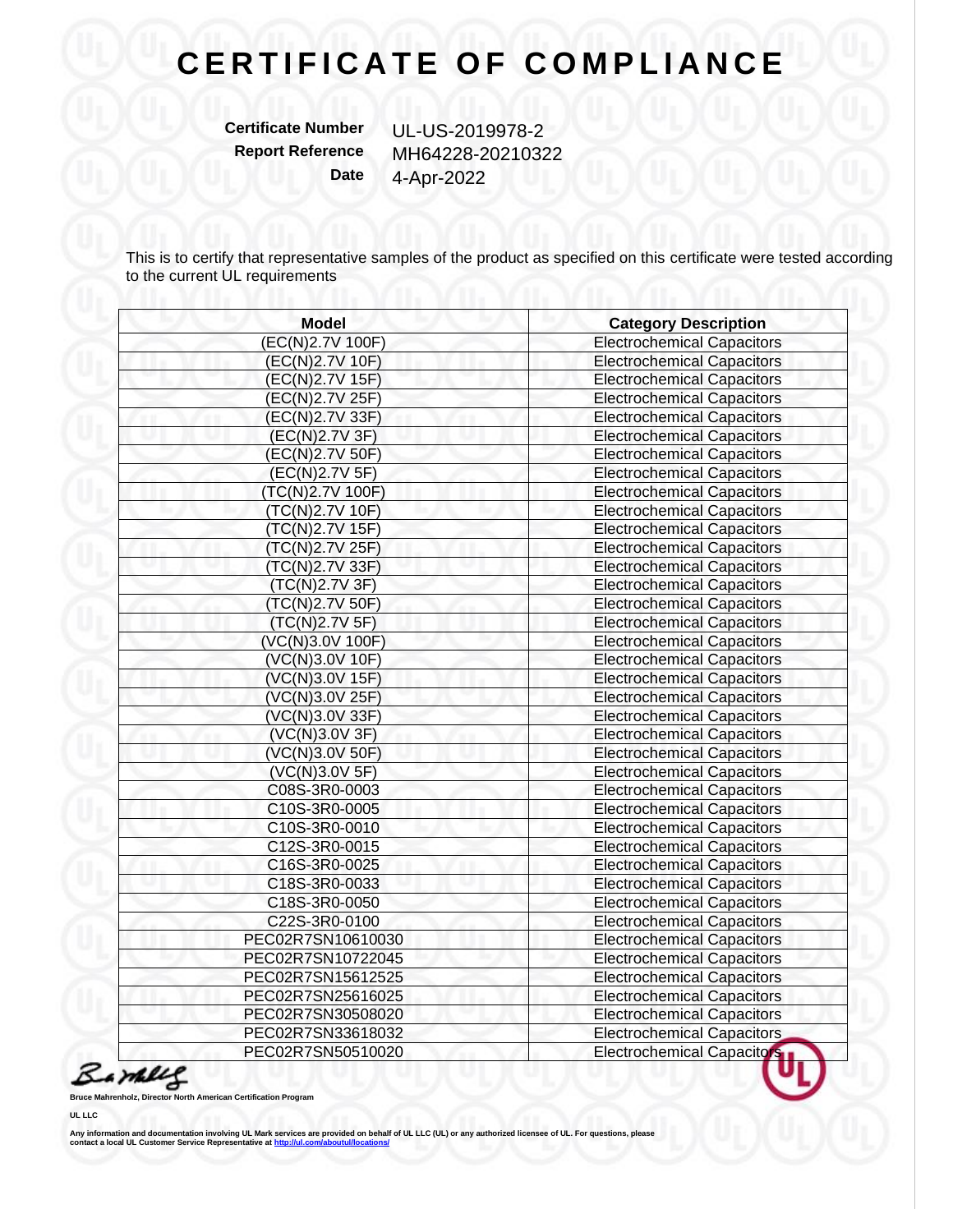# CERTIFICATE OF COMPLIANCE

**Certificate Number** UL-US-2019978-2
**Report Reference** MH64228-20210322
**Date** 4-Apr-2022

This is to certify that representative samples of the product as specified on this certificate were tested according to the current UL requirements

| Model | Category Description |
|---|---|
| (EC(N)2.7V 100F) | Electrochemical Capacitors |
| (EC(N)2.7V 10F) | Electrochemical Capacitors |
| (EC(N)2.7V 15F) | Electrochemical Capacitors |
| (EC(N)2.7V 25F) | Electrochemical Capacitors |
| (EC(N)2.7V 33F) | Electrochemical Capacitors |
| (EC(N)2.7V 3F) | Electrochemical Capacitors |
| (EC(N)2.7V 50F) | Electrochemical Capacitors |
| (EC(N)2.7V 5F) | Electrochemical Capacitors |
| (TC(N)2.7V 100F) | Electrochemical Capacitors |
| (TC(N)2.7V 10F) | Electrochemical Capacitors |
| (TC(N)2.7V 15F) | Electrochemical Capacitors |
| (TC(N)2.7V 25F) | Electrochemical Capacitors |
| (TC(N)2.7V 33F) | Electrochemical Capacitors |
| (TC(N)2.7V 3F) | Electrochemical Capacitors |
| (TC(N)2.7V 50F) | Electrochemical Capacitors |
| (TC(N)2.7V 5F) | Electrochemical Capacitors |
| (VC(N)3.0V 100F) | Electrochemical Capacitors |
| (VC(N)3.0V 10F) | Electrochemical Capacitors |
| (VC(N)3.0V 15F) | Electrochemical Capacitors |
| (VC(N)3.0V 25F) | Electrochemical Capacitors |
| (VC(N)3.0V 33F) | Electrochemical Capacitors |
| (VC(N)3.0V 3F) | Electrochemical Capacitors |
| (VC(N)3.0V 50F) | Electrochemical Capacitors |
| (VC(N)3.0V 5F) | Electrochemical Capacitors |
| C08S-3R0-0003 | Electrochemical Capacitors |
| C10S-3R0-0005 | Electrochemical Capacitors |
| C10S-3R0-0010 | Electrochemical Capacitors |
| C12S-3R0-0015 | Electrochemical Capacitors |
| C16S-3R0-0025 | Electrochemical Capacitors |
| C18S-3R0-0033 | Electrochemical Capacitors |
| C18S-3R0-0050 | Electrochemical Capacitors |
| C22S-3R0-0100 | Electrochemical Capacitors |
| PEC02R7SN10610030 | Electrochemical Capacitors |
| PEC02R7SN10722045 | Electrochemical Capacitors |
| PEC02R7SN15612525 | Electrochemical Capacitors |
| PEC02R7SN25616025 | Electrochemical Capacitors |
| PEC02R7SN30508020 | Electrochemical Capacitors |
| PEC02R7SN33618032 | Electrochemical Capacitors |
| PEC02R7SN50510020 | Electrochemical Capacitors |

**Bruce Mahrenholz, Director North American Certification Program**

**UL LLC**

**Any information and documentation involving UL Mark services are provided on behalf of UL LLC (UL) or any authorized licensee of UL. For questions, please contact a local UL Customer Service Representative at http://ul.com/aboutul/locations/**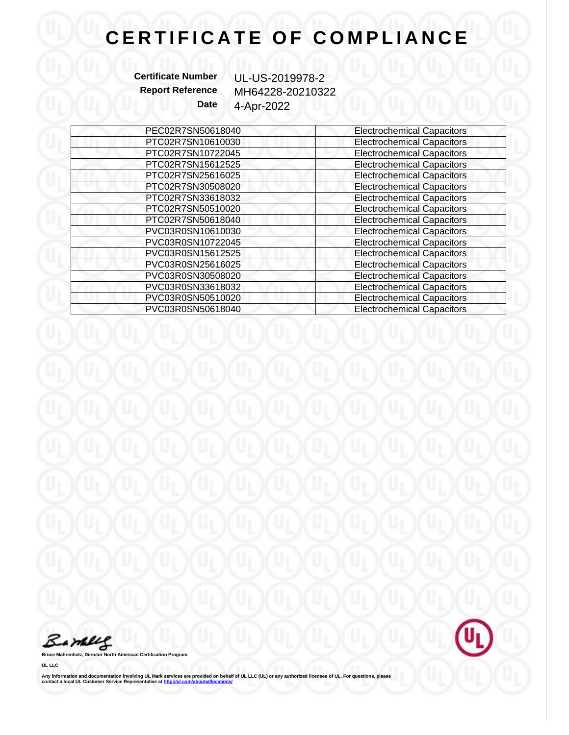# CERTIFICATE OF COMPLIANCE

**Certificate Number** UL-US-2019978-2
**Report Reference** MH64228-20210322
**Date** 4-Apr-2022

| | |
|---|---|
| PEC02R7SN50618040 | Electrochemical Capacitors |
| PTC02R7SN10610030 | Electrochemical Capacitors |
| PTC02R7SN10722045 | Electrochemical Capacitors |
| PTC02R7SN15612525 | Electrochemical Capacitors |
| PTC02R7SN25616025 | Electrochemical Capacitors |
| PTC02R7SN30508020 | Electrochemical Capacitors |
| PTC02R7SN33618032 | Electrochemical Capacitors |
| PTC02R7SN50510020 | Electrochemical Capacitors |
| PTC02R7SN50618040 | Electrochemical Capacitors |
| PVC03R0SN10610030 | Electrochemical Capacitors |
| PVC03R0SN10722045 | Electrochemical Capacitors |
| PVC03R0SN15612525 | Electrochemical Capacitors |
| PVC03R0SN25616025 | Electrochemical Capacitors |
| PVC03R0SN30508020 | Electrochemical Capacitors |
| PVC03R0SN33618032 | Electrochemical Capacitors |
| PVC03R0SN50510020 | Electrochemical Capacitors |
| PVC03R0SN50618040 | Electrochemical Capacitors |

**Bruce Mahrenholz, Director North American Certification Program**

**UL LLC**

**Any information and documentation involving UL Mark services are provided on behalf of UL LLC (UL) or any authorized licensee of UL. For questions, please contact a local UL Customer Service Representative at http://ul.com/aboutul/locations/**